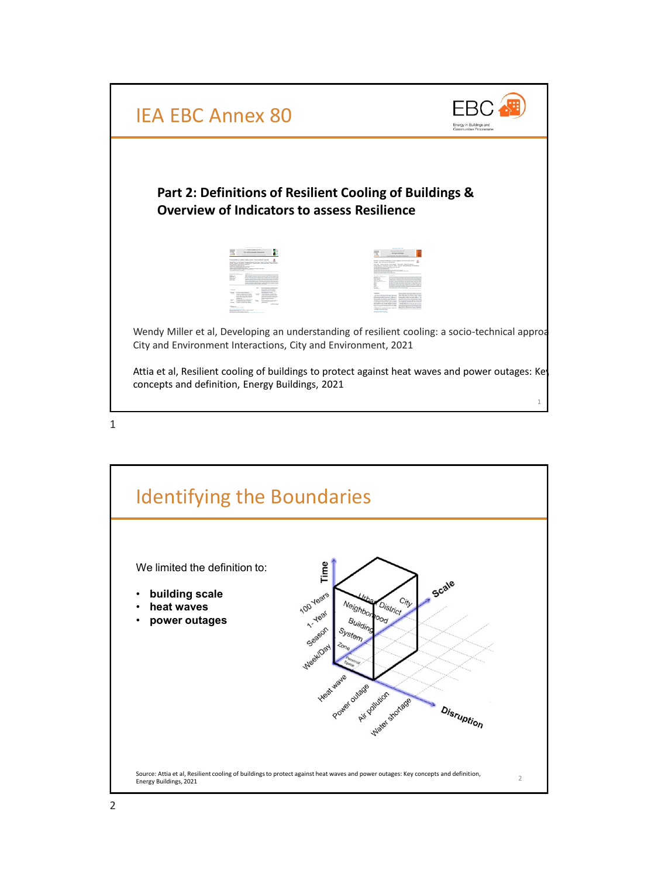# IEA EBC Annex 80

## Part 2: Definitions of Resilient Cooling of Buildings & Overview of Indicators to assess Resilience

Wendy Miller et al, Developing an understanding of resilient cooling: a socio-technical approa City and Environment Interactions, City and Environment, 2021

Attia et al, Resilient cooling of buildings to protect against heat waves and power outages: Ke concepts and definition, Energy Buildings, 2021

# Identifying the Boundaries

We limited the definition to:

- **building scale**
- **heat waves**
- **power outages**

Source: Attia et al, Resilient cooling of buildings to protect against heat waves and power outages: Key concepts and definition, Energy Buildings, 2021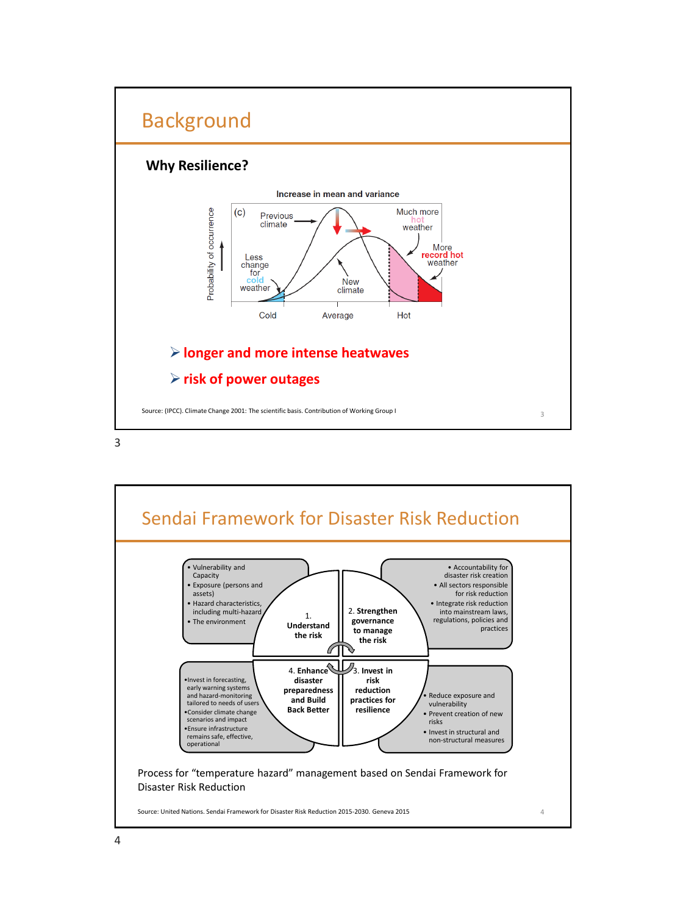## Background

### Why Resilience?

Increase in mean and variance

(c) Previous climate — New climate. Probability of occurrence. Less change for cold weather. Much more hot weather. More record hot weather. Cold — Average — Hot

- ➢ **longer and more intense heatwaves**
- ➢ **risk of power outages**

Source: (IPCC). Climate Change 2001: The scientific basis. Contribution of Working Group I

## Sendai Framework for Disaster Risk Reduction

**1. Understand the risk**
- Vulnerability and Capacity
- Exposure (persons and assets)
- Hazard characteristics, including multi-hazard
- The environment

**2. Strengthen governance to manage the risk**
- Accountability for disaster risk creation
- All sectors responsible for risk reduction
- Integrate risk reduction into mainstream laws, regulations, policies and practices

**3. Invest in risk reduction practices for resilience**
- Reduce exposure and vulnerability
- Prevent creation of new risks
- Invest in structural and non-structural measures

**4. Enhance disaster preparedness and Build Back Better**
- Invest in forecasting, early warning systems and hazard-monitoring tailored to needs of users
- Consider climate change scenarios and impact
- Ensure infrastructure remains safe, effective, operational

Process for "temperature hazard" management based on Sendai Framework for Disaster Risk Reduction

Source: United Nations. Sendai Framework for Disaster Risk Reduction 2015-2030. Geneva 2015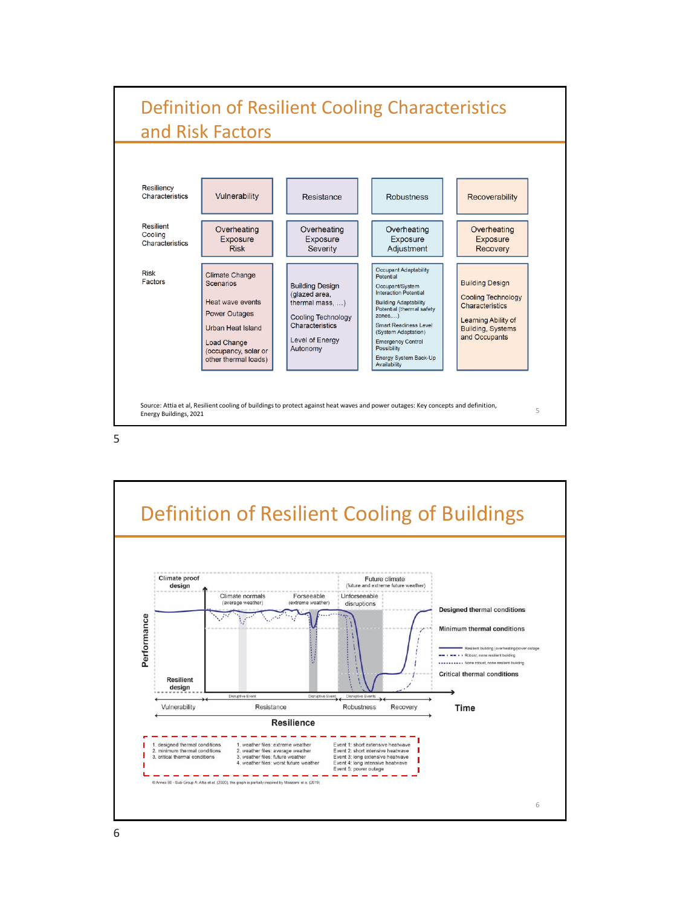# Definition of Resilient Cooling Characteristics and Risk Factors

| | | | | |
|---|---|---|---|---|
| Resiliency Characteristics | Vulnerability | Resistance | Robustness | Recoverability |
| Resilient Cooling Characteristics | Overheating Exposure Risk | Overheating Exposure Severity | Overheating Exposure Adjustment | Overheating Exposure Recovery |
| Risk Factors | Climate Change Scenarios<br>Heat wave events<br>Power Outages<br>Urban Heat Island<br>Load Change (occupancy, solar or other thermal loads) | Building Design (glazed area, thermal mass, ...)<br>Cooling Technology Characteristics<br>Level of Energy Autonomy | Occupant Adaptability Potential<br>Occupant/System Interaction Potential<br>Building Adaptability Potential (thermal safety zones,...)<br>Smart Readiness Level (System Adaptation)<br>Emergency Control Possibility<br>Energy System Back-Up Availability | Building Design<br>Cooling Technology Characteristics<br>Learning Ability of Building, Systems and Occupants |

Source: Attia et al, Resilient cooling of buildings to protect against heat waves and power outages: Key concepts and definition, Energy Buildings, 2021

# Definition of Resilient Cooling of Buildings

Climate proof design | Future climate (future and extreme future weather)

Climate normals (average weather) | Forseeable (extreme weather) | Unforseeable disruptions

Performance

Designed thermal conditions

Minimum thermal conditions

Resilient building (overheating/power outage)
Robust, none resilient building
None robust, none resilient building

Critical thermal conditions

Resilient design

Disruptive Event | Disruptive Event | Disruptive Events

Vulnerability | Resistance | Robustness | Recovery

Time

Resilience

1. designed thermal conditions
2. minimum thermal conditions
3. critical thermal conditions

1. weather files: extreme weather
2. weather files: average weather
3. weather files: future weather
4. weather files: worst future weather

Event 1: short extensive heatwave
Event 2: short intensive heatwave
Event 3: long extensive heatwave
Event 4: long intensive heatwave
Event 5: power outage

© Annex 80 - Sub-Group A: Attia et al. (2020), the graph is partially inspired by Moazami et a. (2019)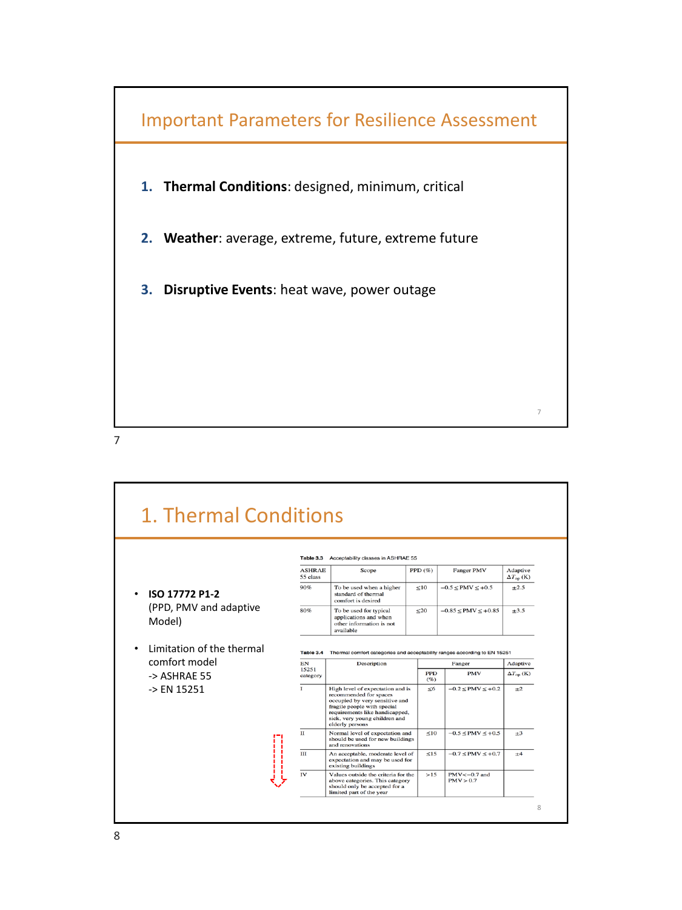## Important Parameters for Resilience Assessment

1. **Thermal Conditions**: designed, minimum, critical
2. **Weather**: average, extreme, future, extreme future
3. **Disruptive Events**: heat wave, power outage

## 1. Thermal Conditions

- **ISO 17772 P1-2** (PPD, PMV and adaptive Model)
- Limitation of the thermal comfort model
  -> ASHRAE 55
  -> EN 15251

**Table 3.3** Acceptability classes in ASHRAE 55

| ASHRAE 55 class | Scope | PPD (%) | Fanger PMV | Adaptive $\Delta T_{op}$ (K) |
|---|---|---|---|---|
| 90% | To be used when a higher standard of thermal comfort is desired | ≤10 | $-0.5 \leq PMV \leq +0.5$ | ±2.5 |
| 80% | To be used for typical applications and when other information is not available | ≤20 | $-0.85 \leq PMV \leq +0.85$ | ±3.5 |

**Table 3.4** Thermal comfort categories and acceptability ranges according to EN 15251

| EN 15251 category | Description | Fanger | | Adaptive |
|---|---|---|---|---|
| | | PPD (%) | PMV | $\Delta T_{op}$ (K) |
| I | High level of expectation and is recommended for spaces occupied by very sensitive and fragile people with special requirements like handicapped, sick, very young children and elderly persons | ≤6 | $-0.2 \leq PMV \leq +0.2$ | ±2 |
| II | Normal level of expectation and should be used for new buildings and renovations | ≤10 | $-0.5 \leq PMV \leq +0.5$ | ±3 |
| III | An acceptable, moderate level of expectation and may be used for existing buildings | ≤15 | $-0.7 \leq PMV \leq +0.7$ | ±4 |
| IV | Values outside the criteria for the above categories. This category should only be accepted for a limited part of the year | >15 | $PMV < -0.7$ and $PMV > 0.7$ | |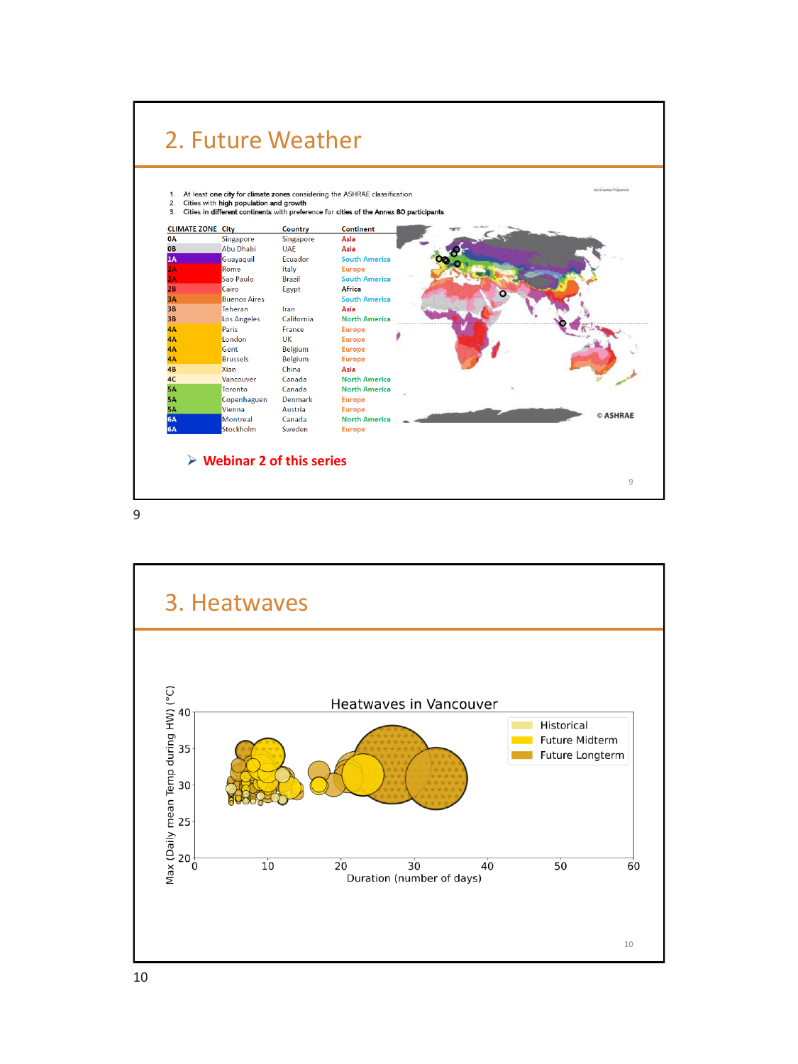## 2. Future Weather

1. At least one city for climate zones considering the ASHRAE classification
2. Cities with **high population and growth**
3. Cities in **different continents** with preference for **cities of the Annex 80 participants**

| CLIMATE ZONE | City | Country | Continent |
|---|---|---|---|
| 0A | Singapore | Singapore | Asia |
| 0B | Abu Dhabi | UAE | Asia |
| 1A | Guayaquil | Ecuador | South America |
| 2A | Rome | Italy | Europe |
| 2A | Sao Paulo | Brazil | South America |
| 2B | Cairo | Egypt | Africa |
| 3A | Buenos Aires | | South America |
| 3B | Teheran | Iran | Asia |
| 3B | Los Angeles | California | North America |
| 4A | Paris | France | Europe |
| 4A | London | UK | Europe |
| 4A | Gent | Belgium | Europe |
| 4A | Brussels | Belgium | Europe |
| 4B | Xian | China | Asia |
| 4C | Vancouver | Canada | North America |
| 5A | Toronto | Canada | North America |
| 5A | Copenhaguen | Denmark | Europe |
| 5A | Vienna | Austria | Europe |
| 6A | Montreal | Canada | North America |
| 6A | Stockholm | Sweden | Europe |

© ASHRAE

➢ **Webinar 2 of this series**

## 3. Heatwaves

Heatwaves in Vancouver

Legend: Historical, Future Midterm, Future Longterm

Y-axis: Max (Daily mean Temp during HW) (°C)

X-axis: Duration (number of days)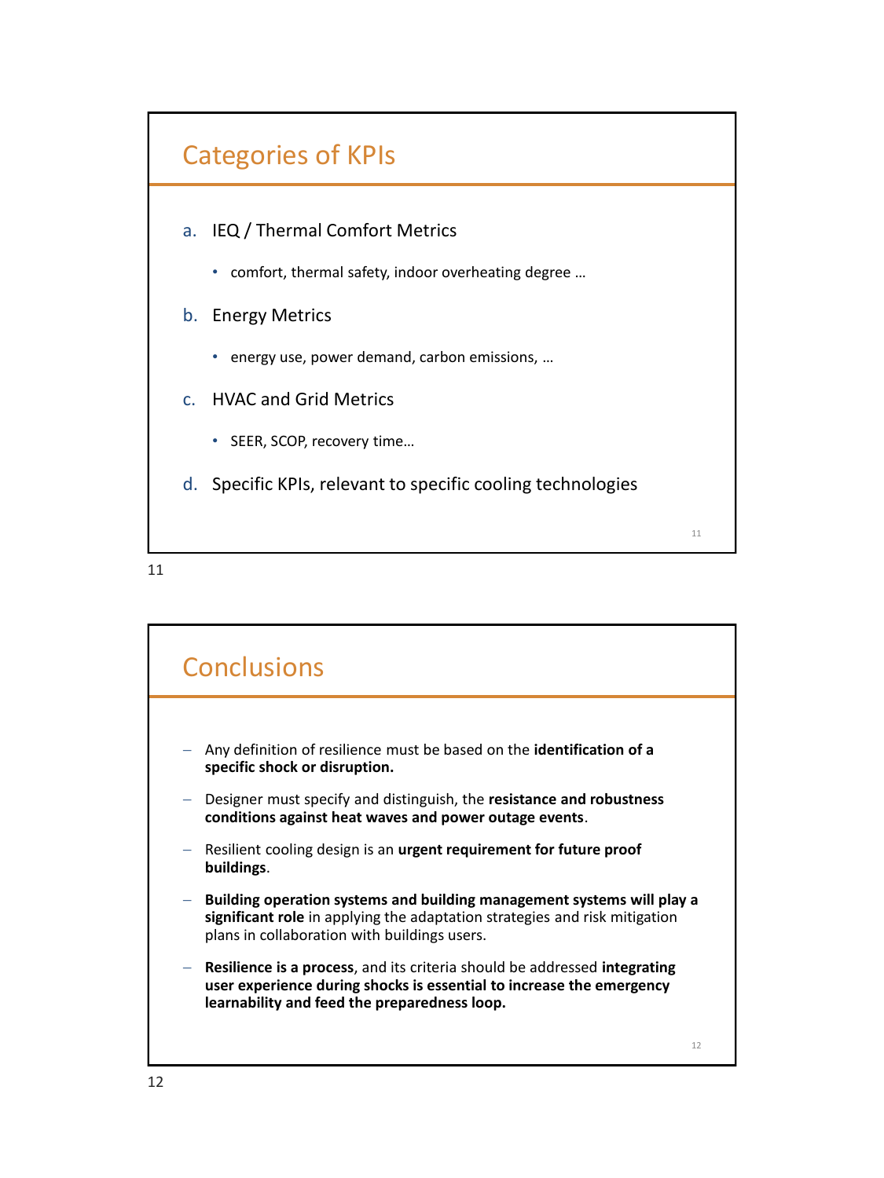## Categories of KPIs

a. IEQ / Thermal Comfort Metrics
   - comfort, thermal safety, indoor overheating degree …

b. Energy Metrics
   - energy use, power demand, carbon emissions, …

c. HVAC and Grid Metrics
   - SEER, SCOP, recovery time…

d. Specific KPIs, relevant to specific cooling technologies

## Conclusions

- Any definition of resilience must be based on the **identification of a specific shock or disruption.**
- Designer must specify and distinguish, the **resistance and robustness conditions against heat waves and power outage events**.
- Resilient cooling design is an **urgent requirement for future proof buildings**.
- **Building operation systems and building management systems will play a significant role** in applying the adaptation strategies and risk mitigation plans in collaboration with buildings users.
- **Resilience is a process**, and its criteria should be addressed **integrating user experience during shocks is essential to increase the emergency learnability and feed the preparedness loop.**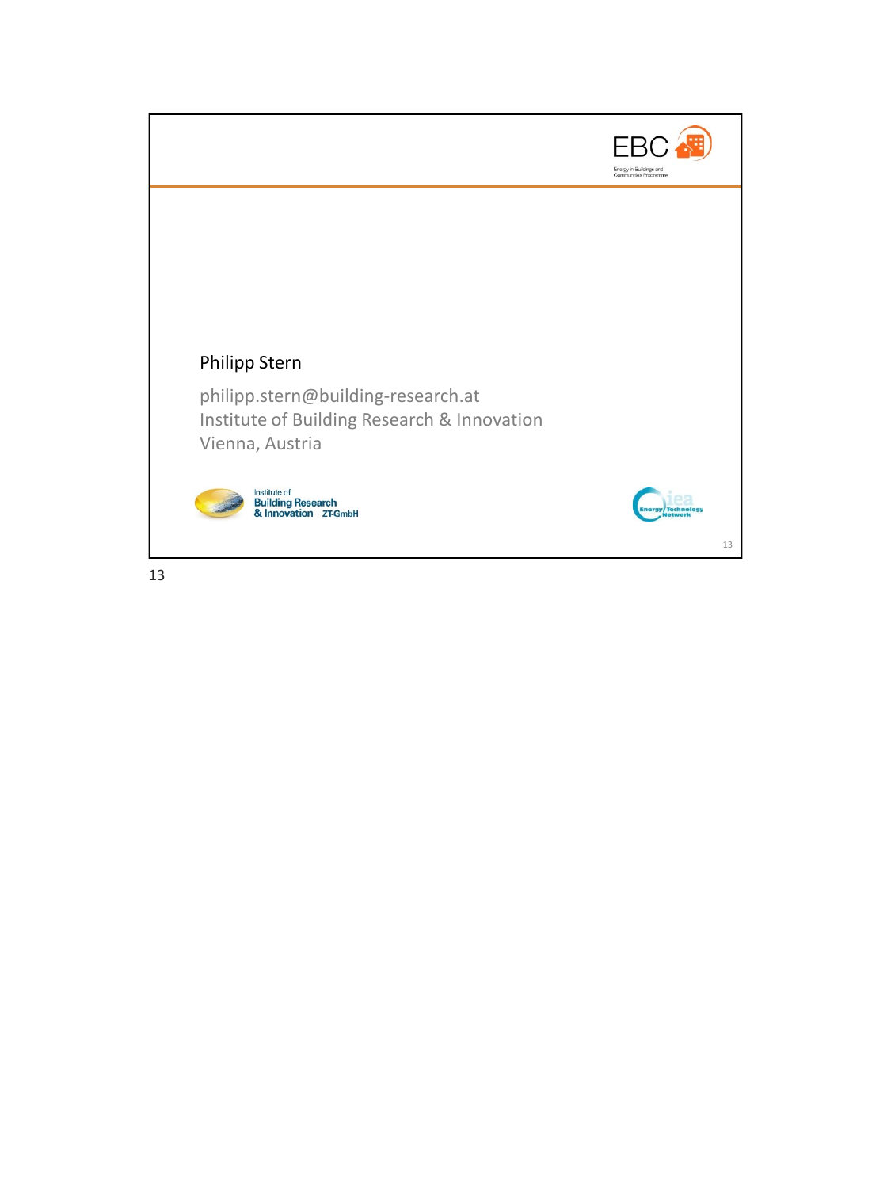Philipp Stern

philipp.stern@building-research.at
Institute of Building Research & Innovation
Vienna, Austria